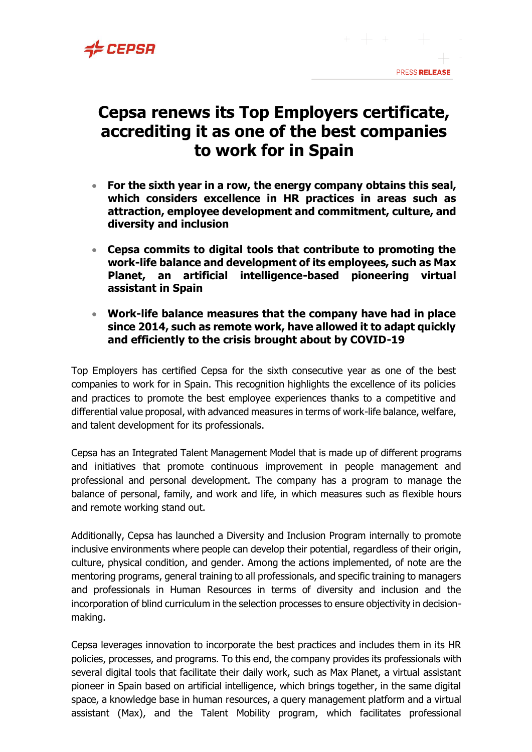PRESS **RELEASE**

# Cepsa renews its Top Employers certificate, accrediting it as one of the best companies to work for in Spain

- **For the sixth year in a row, the energy company obtains this seal, which considers excellence in HR practices in areas such as attraction, employee development and commitment, culture, and diversity and inclusion**
- **Cepsa commits to digital tools that contribute to promoting the work-life balance and development of its employees, such as Max Planet, an artificial intelligence-based pioneering virtual assistant in Spain**
- **Work-life balance measures that the company have had in place since 2014, such as remote work, have allowed it to adapt quickly and efficiently to the crisis brought about by COVID-19**

Top Employers has certified Cepsa for the sixth consecutive year as one of the best companies to work for in Spain. This recognition highlights the excellence of its policies and practices to promote the best employee experiences thanks to a competitive and differential value proposal, with advanced measures in terms of work-life balance, welfare, and talent development for its professionals.

Cepsa has an Integrated Talent Management Model that is made up of different programs and initiatives that promote continuous improvement in people management and professional and personal development. The company has a program to manage the balance of personal, family, and work and life, in which measures such as flexible hours and remote working stand out.

Additionally, Cepsa has launched a Diversity and Inclusion Program internally to promote inclusive environments where people can develop their potential, regardless of their origin, culture, physical condition, and gender. Among the actions implemented, of note are the mentoring programs, general training to all professionals, and specific training to managers and professionals in Human Resources in terms of diversity and inclusion and the incorporation of blind curriculum in the selection processes to ensure objectivity in decision-making.

Cepsa leverages innovation to incorporate the best practices and includes them in its HR policies, processes, and programs. To this end, the company provides its professionals with several digital tools that facilitate their daily work, such as Max Planet, a virtual assistant pioneer in Spain based on artificial intelligence, which brings together, in the same digital space, a knowledge base in human resources, a query management platform and a virtual assistant (Max), and the Talent Mobility program, which facilitates professional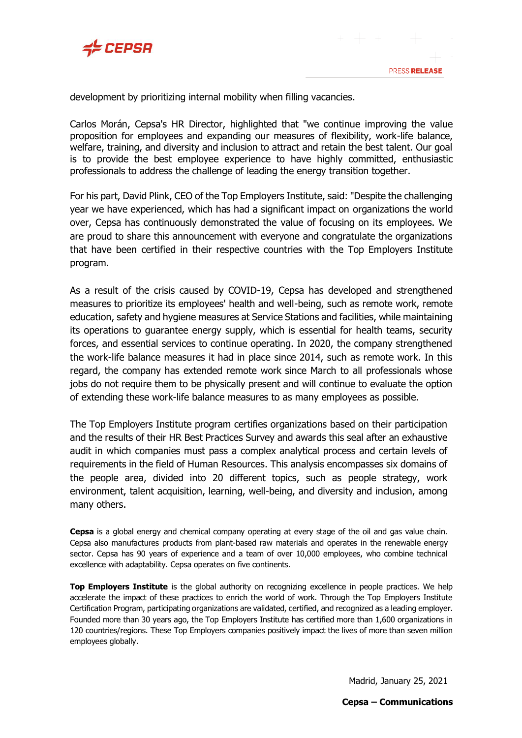development by prioritizing internal mobility when filling vacancies.

Carlos Morán, Cepsa's HR Director, highlighted that "we continue improving the value proposition for employees and expanding our measures of flexibility, work-life balance, welfare, training, and diversity and inclusion to attract and retain the best talent. Our goal is to provide the best employee experience to have highly committed, enthusiastic professionals to address the challenge of leading the energy transition together.

For his part, David Plink, CEO of the Top Employers Institute, said: "Despite the challenging year we have experienced, which has had a significant impact on organizations the world over, Cepsa has continuously demonstrated the value of focusing on its employees. We are proud to share this announcement with everyone and congratulate the organizations that have been certified in their respective countries with the Top Employers Institute program.

As a result of the crisis caused by COVID-19, Cepsa has developed and strengthened measures to prioritize its employees' health and well-being, such as remote work, remote education, safety and hygiene measures at Service Stations and facilities, while maintaining its operations to guarantee energy supply, which is essential for health teams, security forces, and essential services to continue operating. In 2020, the company strengthened the work-life balance measures it had in place since 2014, such as remote work. In this regard, the company has extended remote work since March to all professionals whose jobs do not require them to be physically present and will continue to evaluate the option of extending these work-life balance measures to as many employees as possible.

The Top Employers Institute program certifies organizations based on their participation and the results of their HR Best Practices Survey and awards this seal after an exhaustive audit in which companies must pass a complex analytical process and certain levels of requirements in the field of Human Resources. This analysis encompasses six domains of the people area, divided into 20 different topics, such as people strategy, work environment, talent acquisition, learning, well-being, and diversity and inclusion, among many others.

**Cepsa** is a global energy and chemical company operating at every stage of the oil and gas value chain. Cepsa also manufactures products from plant-based raw materials and operates in the renewable energy sector. Cepsa has 90 years of experience and a team of over 10,000 employees, who combine technical excellence with adaptability. Cepsa operates on five continents.

**Top Employers Institute** is the global authority on recognizing excellence in people practices. We help accelerate the impact of these practices to enrich the world of work. Through the Top Employers Institute Certification Program, participating organizations are validated, certified, and recognized as a leading employer. Founded more than 30 years ago, the Top Employers Institute has certified more than 1,600 organizations in 120 countries/regions. These Top Employers companies positively impact the lives of more than seven million employees globally.

Madrid, January 25, 2021

**Cepsa – Communications**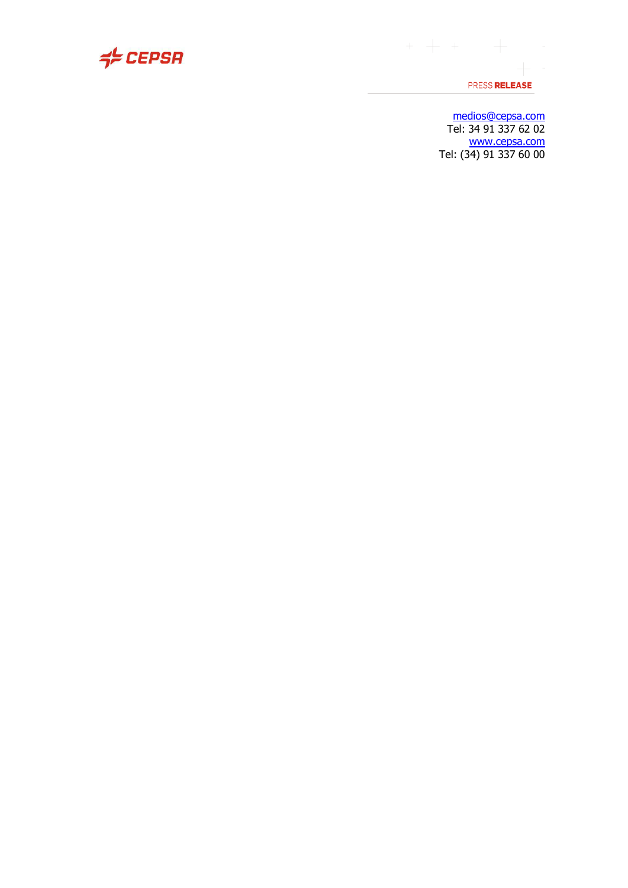medios@cepsa.com
Tel: 34 91 337 62 02
www.cepsa.com
Tel: (34) 91 337 60 00